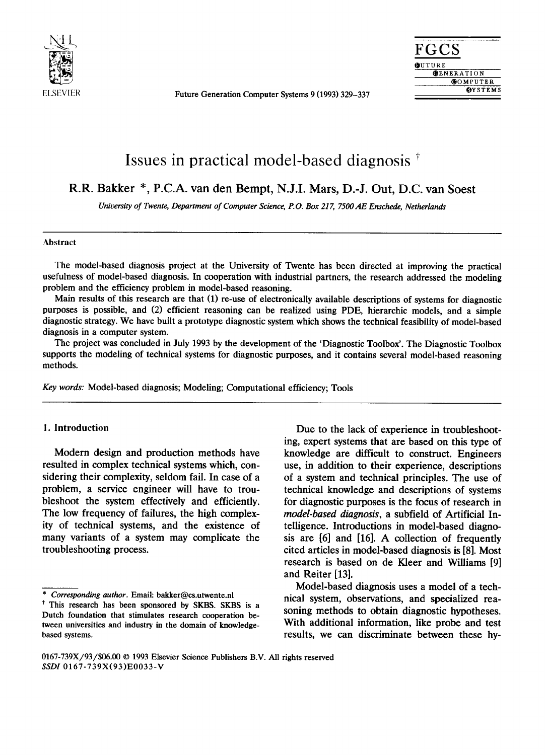# Issues in practical model-based diagnosis [†]

**R.R. Bakker \*, P.C.A. van den Bempt, N.J.I. Mars, D.-J. Out, D.C. van Soest**

*University of Twente, Department of Computer Science, P.O. Box 217, 7500 AE Enschede, Netherlands*

## Abstract

The model-based diagnosis project at the University of Twente has been directed at improving the practical usefulness of model-based diagnosis. In cooperation with industrial partners, the research addressed the modeling problem and the efficiency problem in model-based reasoning.

Main results of this research are that (1) re-use of electronically available descriptions of systems for diagnostic purposes is possible, and (2) efficient reasoning can be realized using PDE, hierarchic models, and a simple diagnostic strategy. We have built a prototype diagnostic system which shows the technical feasibility of model-based diagnosis in a computer system.

The project was concluded in July 1993 by the development of the 'Diagnostic Toolbox'. The Diagnostic Toolbox supports the modeling of technical systems for diagnostic purposes, and it contains several model-based reasoning methods.

*Key words:* Model-based diagnosis; Modeling; Computational efficiency; Tools

## 1. Introduction

Modern design and production methods have resulted in complex technical systems which, considering their complexity, seldom fail. In case of a problem, a service engineer will have to troubleshoot the system effectively and efficiently. The low frequency of failures, the high complexity of technical systems, and the existence of many variants of a system may complicate the troubleshooting process.

Due to the lack of experience in troubleshooting, expert systems that are based on this type of knowledge are difficult to construct. Engineers use, in addition to their experience, descriptions of a system and technical principles. The use of technical knowledge and descriptions of systems for diagnostic purposes is the focus of research in *model-based diagnosis*, a subfield of Artificial Intelligence. Introductions in model-based diagnosis are [6] and [16]. A collection of frequently cited articles in model-based diagnosis is [8]. Most research is based on de Kleer and Williams [9] and Reiter [13].

Model-based diagnosis uses a model of a technical system, observations, and specialized reasoning methods to obtain diagnostic hypotheses. With additional information, like probe and test results, we can discriminate between these hy-

---

\* *Corresponding author.* Email: bakker@cs.utwente.nl

† This research has been sponsored by SKBS. SKBS is a Dutch foundation that stimulates research cooperation between universities and industry in the domain of knowledge-based systems.

0167-739X/93/$06.00 © 1993 Elsevier Science Publishers B.V. All rights reserved
*SSDI* 0167-739X(93)E0033-V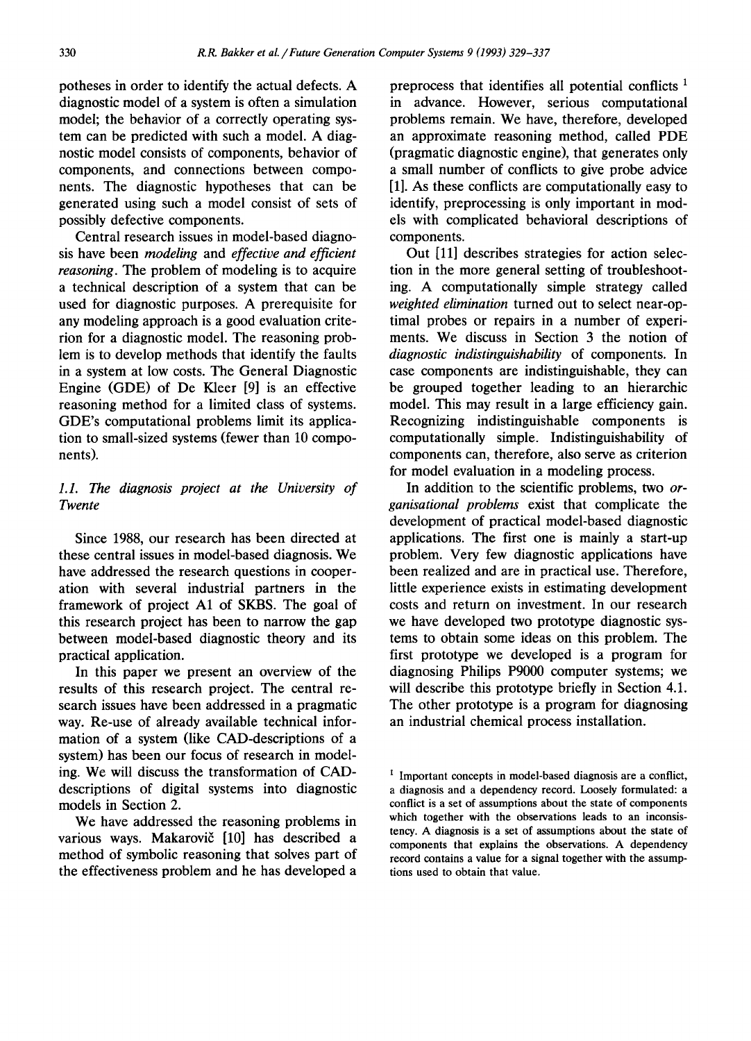potheses in order to identify the actual defects. A diagnostic model of a system is often a simulation model; the behavior of a correctly operating system can be predicted with such a model. A diagnostic model consists of components, behavior of components, and connections between components. The diagnostic hypotheses that can be generated using such a model consist of sets of possibly defective components.

Central research issues in model-based diagnosis have been *modeling* and *effective and efficient reasoning*. The problem of modeling is to acquire a technical description of a system that can be used for diagnostic purposes. A prerequisite for any modeling approach is a good evaluation criterion for a diagnostic model. The reasoning problem is to develop methods that identify the faults in a system at low costs. The General Diagnostic Engine (GDE) of De Kleer [9] is an effective reasoning method for a limited class of systems. GDE's computational problems limit its application to small-sized systems (fewer than 10 components).

### 1.1. The diagnosis project at the University of Twente

Since 1988, our research has been directed at these central issues in model-based diagnosis. We have addressed the research questions in cooperation with several industrial partners in the framework of project A1 of SKBS. The goal of this research project has been to narrow the gap between model-based diagnostic theory and its practical application.

In this paper we present an overview of the results of this research project. The central research issues have been addressed in a pragmatic way. Re-use of already available technical information of a system (like CAD-descriptions of a system) has been our focus of research in modeling. We will discuss the transformation of CAD-descriptions of digital systems into diagnostic models in Section 2.

We have addressed the reasoning problems in various ways. Makarovič [10] has described a method of symbolic reasoning that solves part of the effectiveness problem and he has developed a preprocess that identifies all potential conflicts [1] in advance. However, serious computational problems remain. We have, therefore, developed an approximate reasoning method, called PDE (pragmatic diagnostic engine), that generates only a small number of conflicts to give probe advice [1]. As these conflicts are computationally easy to identify, preprocessing is only important in models with complicated behavioral descriptions of components.

Out [11] describes strategies for action selection in the more general setting of troubleshooting. A computationally simple strategy called *weighted elimination* turned out to select near-optimal probes or repairs in a number of experiments. We discuss in Section 3 the notion of *diagnostic indistinguishability* of components. In case components are indistinguishable, they can be grouped together leading to an hierarchic model. This may result in a large efficiency gain. Recognizing indistinguishable components is computationally simple. Indistinguishability of components can, therefore, also serve as criterion for model evaluation in a modeling process.

In addition to the scientific problems, two *organisational problems* exist that complicate the development of practical model-based diagnostic applications. The first one is mainly a start-up problem. Very few diagnostic applications have been realized and are in practical use. Therefore, little experience exists in estimating development costs and return on investment. In our research we have developed two prototype diagnostic systems to obtain some ideas on this problem. The first prototype we developed is a program for diagnosing Philips P9000 computer systems; we will describe this prototype briefly in Section 4.1. The other prototype is a program for diagnosing an industrial chemical process installation.

[1] Important concepts in model-based diagnosis are a conflict, a diagnosis and a dependency record. Loosely formulated: a conflict is a set of assumptions about the state of components which together with the observations leads to an inconsistency. A diagnosis is a set of assumptions about the state of components that explains the observations. A dependency record contains a value for a signal together with the assumptions used to obtain that value.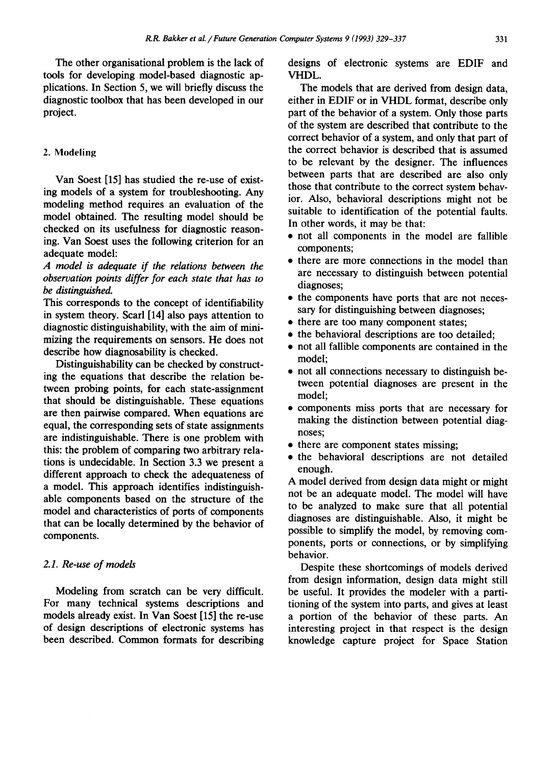The other organisational problem is the lack of tools for developing model-based diagnostic applications. In Section 5, we will briefly discuss the diagnostic toolbox that has been developed in our project.

## 2. Modeling

Van Soest [15] has studied the re-use of existing models of a system for troubleshooting. Any modeling method requires an evaluation of the model obtained. The resulting model should be checked on its usefulness for diagnostic reasoning. Van Soest uses the following criterion for an adequate model:

*A model is adequate if the relations between the observation points differ for each state that has to be distinguished.*

This corresponds to the concept of identifiability in system theory. Scarl [14] also pays attention to diagnostic distinguishability, with the aim of minimizing the requirements on sensors. He does not describe how diagnosability is checked.

Distinguishability can be checked by constructing the equations that describe the relation between probing points, for each state-assignment that should be distinguishable. These equations are then pairwise compared. When equations are equal, the corresponding sets of state assignments are indistinguishable. There is one problem with this: the problem of comparing two arbitrary relations is undecidable. In Section 3.3 we present a different approach to check the adequateness of a model. This approach identifies indistinguishable components based on the structure of the model and characteristics of ports of components that can be locally determined by the behavior of components.

### 2.1. Re-use of models

Modeling from scratch can be very difficult. For many technical systems descriptions and models already exist. In Van Soest [15] the re-use of design descriptions of electronic systems has been described. Common formats for describing designs of electronic systems are EDIF and VHDL.

The models that are derived from design data, either in EDIF or in VHDL format, describe only part of the behavior of a system. Only those parts of the system are described that contribute to the correct behavior of a system, and only that part of the correct behavior is described that is assumed to be relevant by the designer. The influences between parts that are described are also only those that contribute to the correct system behavior. Also, behavioral descriptions might not be suitable to identification of the potential faults. In other words, it may be that:

- not all components in the model are fallible components;
- there are more connections in the model than are necessary to distinguish between potential diagnoses;
- the components have ports that are not necessary for distinguishing between diagnoses;
- there are too many component states;
- the behavioral descriptions are too detailed;
- not all fallible components are contained in the model;
- not all connections necessary to distinguish between potential diagnoses are present in the model;
- components miss ports that are necessary for making the distinction between potential diagnoses;
- there are component states missing;
- the behavioral descriptions are not detailed enough.

A model derived from design data might or might not be an adequate model. The model will have to be analyzed to make sure that all potential diagnoses are distinguishable. Also, it might be possible to simplify the model, by removing components, ports or connections, or by simplifying behavior.

Despite these shortcomings of models derived from design information, design data might still be useful. It provides the modeler with a partitioning of the system into parts, and gives at least a portion of the behavior of these parts. An interesting project in that respect is the design knowledge capture project for Space Station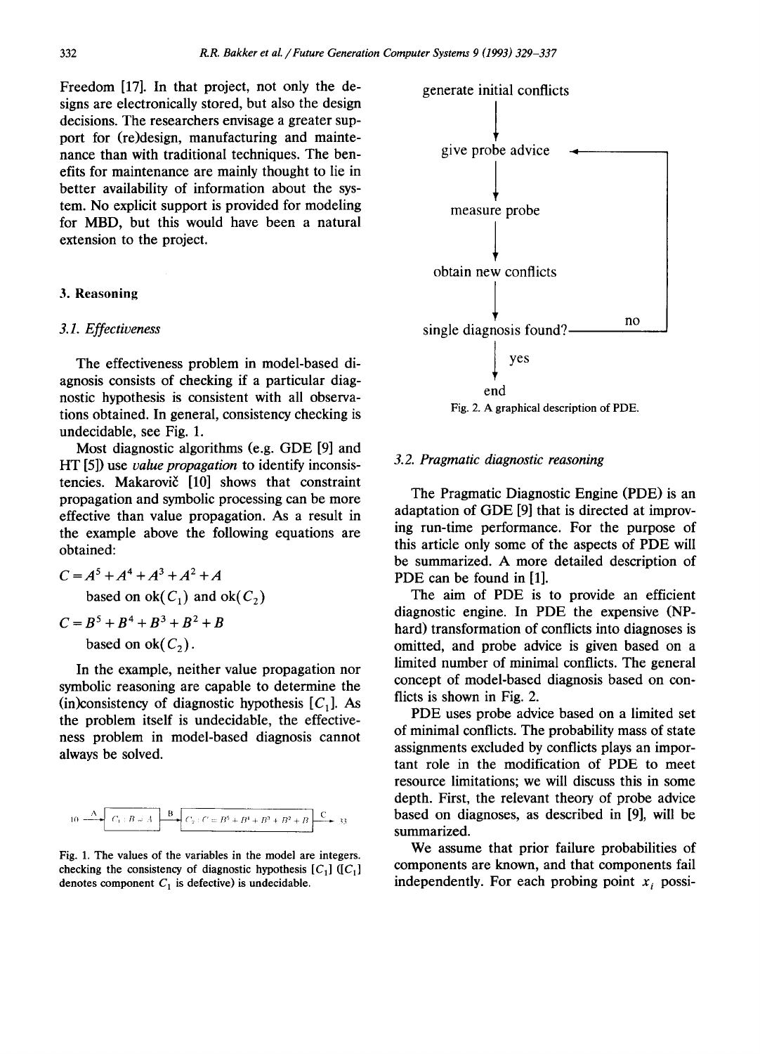Freedom [17]. In that project, not only the designs are electronically stored, but also the design decisions. The researchers envisage a greater support for (re)design, manufacturing and maintenance than with traditional techniques. The benefits for maintenance are mainly thought to lie in better availability of information about the system. No explicit support is provided for modeling for MBD, but this would have been a natural extension to the project.

## 3. Reasoning

### 3.1. Effectiveness

The effectiveness problem in model-based diagnosis consists of checking if a particular diagnostic hypothesis is consistent with all observations obtained. In general, consistency checking is undecidable, see Fig. 1.

Most diagnostic algorithms (e.g. GDE [9] and HT [5]) use *value propagation* to identify inconsistencies. Makarovič [10] shows that constraint propagation and symbolic processing can be more effective than value propagation. As a result in the example above the following equations are obtained:

$$C = A^5 + A^4 + A^3 + A^2 + A$$

based on $\text{ok}(C_1)$ and $\text{ok}(C_2)$

$$C = B^5 + B^4 + B^3 + B^2 + B$$

based on $\text{ok}(C_2)$.

In the example, neither value propagation nor symbolic reasoning are capable to determine the (in)consistency of diagnostic hypothesis $[C_1]$. As the problem itself is undecidable, the effectiveness problem in model-based diagnosis cannot always be solved.

10 —A→ [$C_1 : B = A$] —B→ [$C_2 : C = B^5 + B^4 + B^3 + B^2 + B$] —C→ 33

Fig. 1. The values of the variables in the model are integers. checking the consistency of diagnostic hypothesis $[C_1]$ ($[C_1]$ denotes component $C_1$ is defective) is undecidable.

generate initial conflicts → give probe advice → measure probe → obtain new conflicts → single diagnosis found? — no → (back to give probe advice); yes → end

Fig. 2. A graphical description of PDE.

### 3.2. Pragmatic diagnostic reasoning

The Pragmatic Diagnostic Engine (PDE) is an adaptation of GDE [9] that is directed at improving run-time performance. For the purpose of this article only some of the aspects of PDE will be summarized. A more detailed description of PDE can be found in [1].

The aim of PDE is to provide an efficient diagnostic engine. In PDE the expensive (NP-hard) transformation of conflicts into diagnoses is omitted, and probe advice is given based on a limited number of minimal conflicts. The general concept of model-based diagnosis based on conflicts is shown in Fig. 2.

PDE uses probe advice based on a limited set of minimal conflicts. The probability mass of state assignments excluded by conflicts plays an important role in the modification of PDE to meet resource limitations; we will discuss this in some depth. First, the relevant theory of probe advice based on diagnoses, as described in [9], will be summarized.

We assume that prior failure probabilities of components are known, and that components fail independently. For each probing point $x_i$ possi-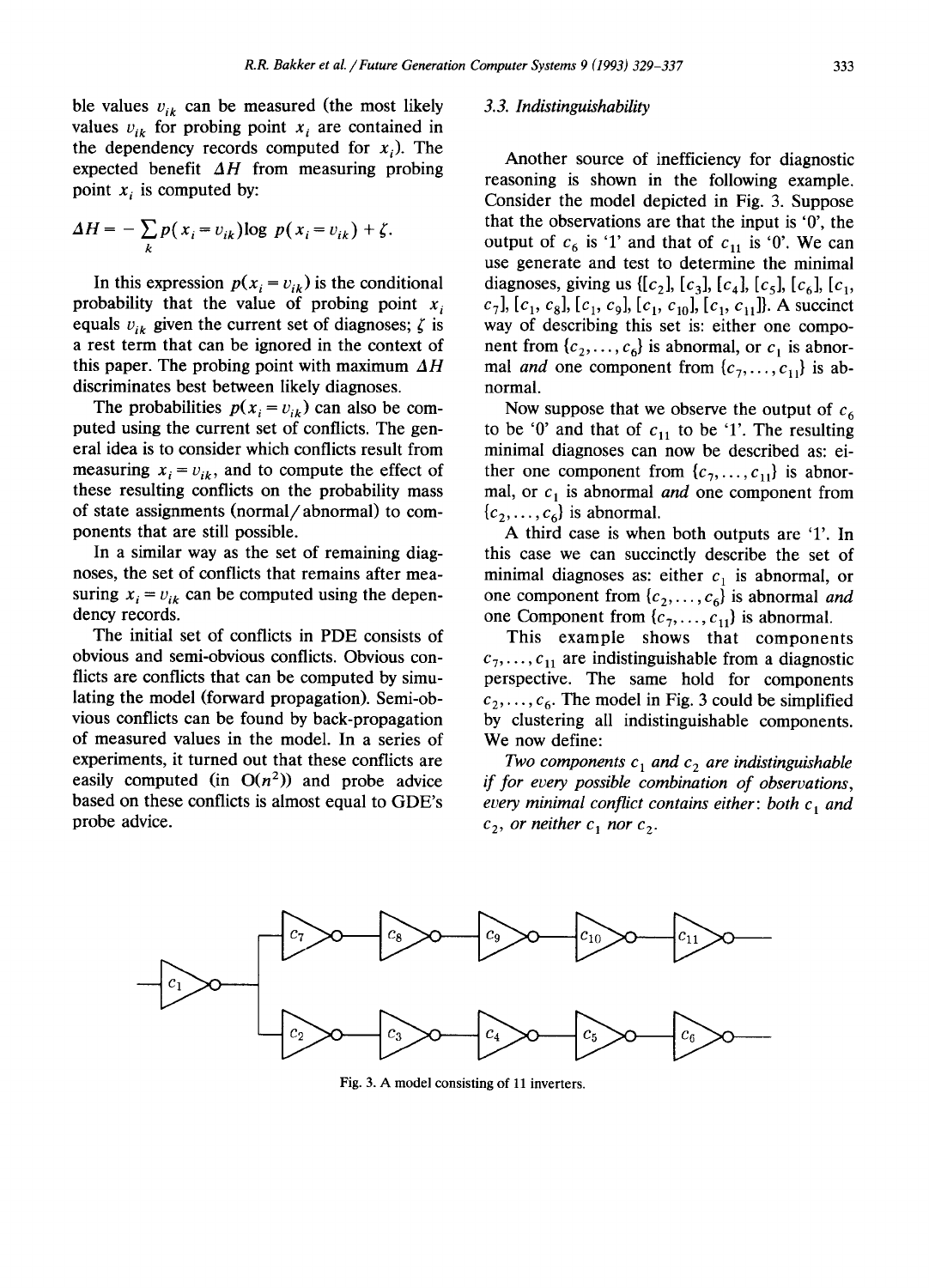ble values $v_{ik}$ can be measured (the most likely values $v_{ik}$ for probing point $x_i$ are contained in the dependency records computed for $x_i$). The expected benefit $\Delta H$ from measuring probing point $x_i$ is computed by:

$$\Delta H = -\sum_k p(x_i = v_{ik}) \log p(x_i = v_{ik}) + \zeta.$$

In this expression $p(x_i = v_{ik})$ is the conditional probability that the value of probing point $x_i$ equals $v_{ik}$ given the current set of diagnoses; $\zeta$ is a rest term that can be ignored in the context of this paper. The probing point with maximum $\Delta H$ discriminates best between likely diagnoses.

The probabilities $p(x_i = v_{ik})$ can also be computed using the current set of conflicts. The general idea is to consider which conflicts result from measuring $x_i = v_{ik}$, and to compute the effect of these resulting conflicts on the probability mass of state assignments (normal/abnormal) to components that are still possible.

In a similar way as the set of remaining diagnoses, the set of conflicts that remains after measuring $x_i = v_{ik}$ can be computed using the dependency records.

The initial set of conflicts in PDE consists of obvious and semi-obvious conflicts. Obvious conflicts are conflicts that can be computed by simulating the model (forward propagation). Semi-obvious conflicts can be found by back-propagation of measured values in the model. In a series of experiments, it turned out that these conflicts are easily computed (in $O(n^2)$) and probe advice based on these conflicts is almost equal to GDE's probe advice.

### 3.3. Indistinguishability

Another source of inefficiency for diagnostic reasoning is shown in the following example. Consider the model depicted in Fig. 3. Suppose that the observations are that the input is '0', the output of $c_6$ is '1' and that of $c_{11}$ is '0'. We can use generate and test to determine the minimal diagnoses, giving us {[$c_2$], [$c_3$], [$c_4$], [$c_5$], [$c_6$], [$c_1$, $c_7$], [$c_1$, $c_8$], [$c_1$, $c_9$], [$c_1$, $c_{10}$], [$c_1$, $c_{11}$]}. A succinct way of describing this set is: either one component from $\{c_2, \ldots, c_6\}$ is abnormal, or $c_1$ is abnormal *and* one component from $\{c_7, \ldots, c_{11}\}$ is abnormal.

Now suppose that we observe the output of $c_6$ to be '0' and that of $c_{11}$ to be '1'. The resulting minimal diagnoses can now be described as: either one component from $\{c_7, \ldots, c_{11}\}$ is abnormal, or $c_1$ is abnormal *and* one component from $\{c_2, \ldots, c_6\}$ is abnormal.

A third case is when both outputs are '1'. In this case we can succinctly describe the set of minimal diagnoses as: either $c_1$ is abnormal, or one component from $\{c_2, \ldots, c_6\}$ is abnormal *and* one Component from $\{c_7, \ldots, c_{11}\}$ is abnormal.

This example shows that components $c_7, \ldots, c_{11}$ are indistinguishable from a diagnostic perspective. The same hold for components $c_2, \ldots, c_6$. The model in Fig. 3 could be simplified by clustering all indistinguishable components. We now define:

*Two components $c_1$ and $c_2$ are indistinguishable if for every possible combination of observations, every minimal conflict contains either: both $c_1$ and $c_2$, or neither $c_1$ nor $c_2$.*

Fig. 3. A model consisting of 11 inverters.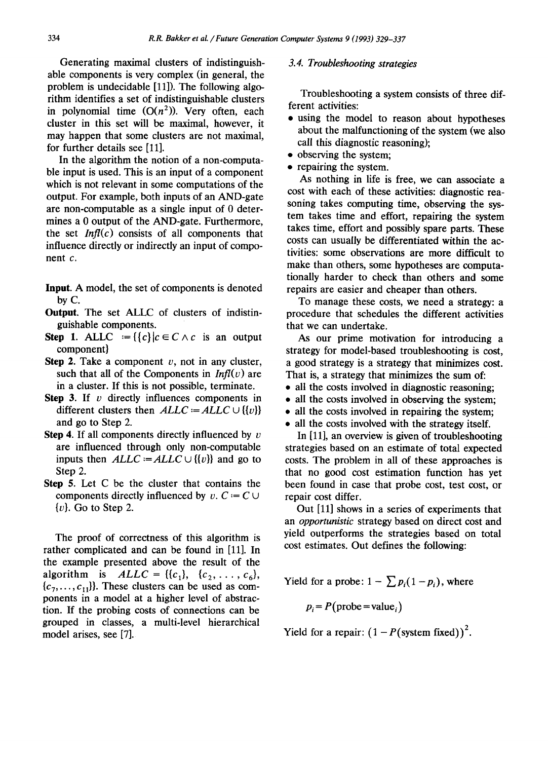Generating maximal clusters of indistinguishable components is very complex (in general, the problem is undecidable [11]). The following algorithm identifies a set of indistinguishable clusters in polynomial time ($O(n^2)$). Very often, each cluster in this set will be maximal, however, it may happen that some clusters are not maximal, for further details see [11].

In the algorithm the notion of a non-computable input is used. This is an input of a component which is not relevant in some computations of the output. For example, both inputs of an AND-gate are non-computable as a single input of 0 determines a 0 output of the AND-gate. Furthermore, the set $Infl(c)$ consists of all components that influence directly or indirectly an input of component $c$.

**Input.** A model, the set of components is denoted by C.

**Output.** The set ALLC of clusters of indistinguishable components.

**Step 1.** ALLC $:= \{\{c\} | c \in C \wedge c$ is an output component$\}$

**Step 2.** Take a component $v$, not in any cluster, such that all of the Components in $Infl(v)$ are in a cluster. If this is not possible, terminate.

**Step 3.** If $v$ directly influences components in different clusters then $ALLC := ALLC \cup \{\{v\}\}$ and go to Step 2.

**Step 4.** If all components directly influenced by $v$ are influenced through only non-computable inputs then $ALLC := ALLC \cup \{\{v\}\}$ and go to Step 2.

**Step 5.** Let C be the cluster that contains the components directly influenced by $v$. $C := C \cup \{v\}$. Go to Step 2.

The proof of correctness of this algorithm is rather complicated and can be found in [11]. In the example presented above the result of the algorithm is $ALLC = \{\{c_1\}, \{c_2, \ldots, c_6\}, \{c_7, \ldots, c_{11}\}\}$. These clusters can be used as components in a model at a higher level of abstraction. If the probing costs of connections can be grouped in classes, a multi-level hierarchical model arises, see [7].

### 3.4. Troubleshooting strategies

Troubleshooting a system consists of three different activities:

- using the model to reason about hypotheses about the malfunctioning of the system (we also call this diagnostic reasoning);
- observing the system;
- repairing the system.

As nothing in life is free, we can associate a cost with each of these activities: diagnostic reasoning takes computing time, observing the system takes time and effort, repairing the system takes time, effort and possibly spare parts. These costs can usually be differentiated within the activities: some observations are more difficult to make than others, some hypotheses are computationally harder to check than others and some repairs are easier and cheaper than others.

To manage these costs, we need a strategy: a procedure that schedules the different activities that we can undertake.

As our prime motivation for introducing a strategy for model-based troubleshooting is cost, a good strategy is a strategy that minimizes cost. That is, a strategy that minimizes the sum of:

- all the costs involved in diagnostic reasoning;
- all the costs involved in observing the system;
- all the costs involved in repairing the system;
- all the costs involved with the strategy itself.

In [11], an overview is given of troubleshooting strategies based on an estimate of total expected costs. The problem in all of these approaches is that no good cost estimation function has yet been found in case that probe cost, test cost, or repair cost differ.

Out [11] shows in a series of experiments that an *opportunistic* strategy based on direct cost and yield outperforms the strategies based on total cost estimates. Out defines the following:

Yield for a probe: $1 - \sum p_i(1 - p_i)$, where

$$p_i = P(\text{probe} = \text{value}_i)$$

Yield for a repair: $(1 - P(\text{system fixed}))^2$.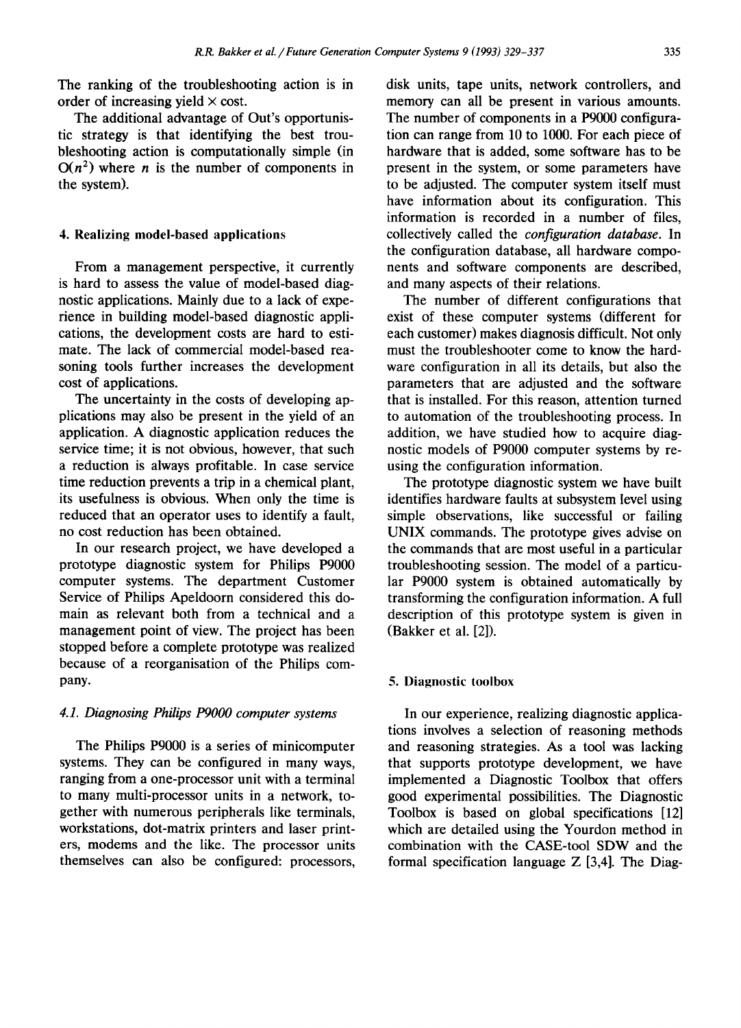The ranking of the troubleshooting action is in order of increasing yield × cost.

The additional advantage of Out's opportunistic strategy is that identifying the best troubleshooting action is computationally simple (in $O(n^2)$ where $n$ is the number of components in the system).

## 4. Realizing model-based applications

From a management perspective, it currently is hard to assess the value of model-based diagnostic applications. Mainly due to a lack of experience in building model-based diagnostic applications, the development costs are hard to estimate. The lack of commercial model-based reasoning tools further increases the development cost of applications.

The uncertainty in the costs of developing applications may also be present in the yield of an application. A diagnostic application reduces the service time; it is not obvious, however, that such a reduction is always profitable. In case service time reduction prevents a trip in a chemical plant, its usefulness is obvious. When only the time is reduced that an operator uses to identify a fault, no cost reduction has been obtained.

In our research project, we have developed a prototype diagnostic system for Philips P9000 computer systems. The department Customer Service of Philips Apeldoorn considered this domain as relevant both from a technical and a management point of view. The project has been stopped before a complete prototype was realized because of a reorganisation of the Philips company.

### 4.1. Diagnosing Philips P9000 computer systems

The Philips P9000 is a series of minicomputer systems. They can be configured in many ways, ranging from a one-processor unit with a terminal to many multi-processor units in a network, together with numerous peripherals like terminals, workstations, dot-matrix printers and laser printers, modems and the like. The processor units themselves can also be configured: processors, disk units, tape units, network controllers, and memory can all be present in various amounts. The number of components in a P9000 configuration can range from 10 to 1000. For each piece of hardware that is added, some software has to be present in the system, or some parameters have to be adjusted. The computer system itself must have information about its configuration. This information is recorded in a number of files, collectively called the *configuration database*. In the configuration database, all hardware components and software components are described, and many aspects of their relations.

The number of different configurations that exist of these computer systems (different for each customer) makes diagnosis difficult. Not only must the troubleshooter come to know the hardware configuration in all its details, but also the parameters that are adjusted and the software that is installed. For this reason, attention turned to automation of the troubleshooting process. In addition, we have studied how to acquire diagnostic models of P9000 computer systems by reusing the configuration information.

The prototype diagnostic system we have built identifies hardware faults at subsystem level using simple observations, like successful or failing UNIX commands. The prototype gives advise on the commands that are most useful in a particular troubleshooting session. The model of a particular P9000 system is obtained automatically by transforming the configuration information. A full description of this prototype system is given in (Bakker et al. [2]).

## 5. Diagnostic toolbox

In our experience, realizing diagnostic applications involves a selection of reasoning methods and reasoning strategies. As a tool was lacking that supports prototype development, we have implemented a Diagnostic Toolbox that offers good experimental possibilities. The Diagnostic Toolbox is based on global specifications [12] which are detailed using the Yourdon method in combination with the CASE-tool SDW and the formal specification language Z [3,4]. The Diag-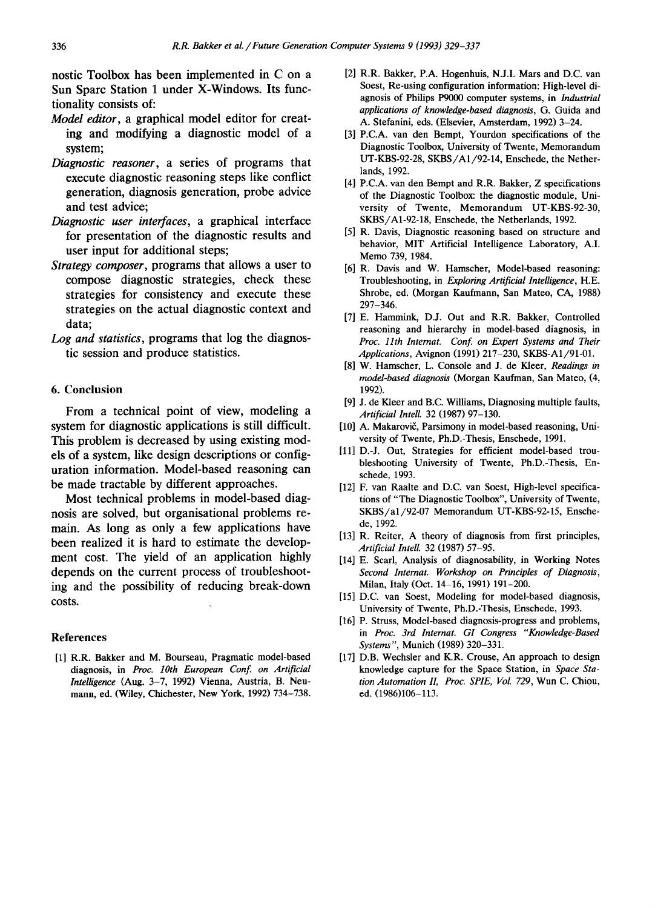nostic Toolbox has been implemented in C on a Sun Sparc Station 1 under X-Windows. Its functionality consists of:

*Model editor*, a graphical model editor for creating and modifying a diagnostic model of a system;

*Diagnostic reasoner*, a series of programs that execute diagnostic reasoning steps like conflict generation, diagnosis generation, probe advice and test advice;

*Diagnostic user interfaces*, a graphical interface for presentation of the diagnostic results and user input for additional steps;

*Strategy composer*, programs that allows a user to compose diagnostic strategies, check these strategies for consistency and execute these strategies on the actual diagnostic context and data;

*Log and statistics*, programs that log the diagnostic session and produce statistics.

## 6. Conclusion

From a technical point of view, modeling a system for diagnostic applications is still difficult. This problem is decreased by using existing models of a system, like design descriptions or configuration information. Model-based reasoning can be made tractable by different approaches.

Most technical problems in model-based diagnosis are solved, but organisational problems remain. As long as only a few applications have been realized it is hard to estimate the development cost. The yield of an application highly depends on the current process of troubleshooting and the possibility of reducing break-down costs.

## References

[1] R.R. Bakker and M. Bourseau, Pragmatic model-based diagnosis, in *Proc. 10th European Conf. on Artificial Intelligence* (Aug. 3–7, 1992) Vienna, Austria, B. Neumann, ed. (Wiley, Chichester, New York, 1992) 734–738.

[2] R.R. Bakker, P.A. Hogenhuis, N.J.I. Mars and D.C. van Soest, Re-using configuration information: High-level diagnosis of Philips P9000 computer systems, in *Industrial applications of knowledge-based diagnosis*, G. Guida and A. Stefanini, eds. (Elsevier, Amsterdam, 1992) 3–24.

[3] P.C.A. van den Bempt, Yourdon specifications of the Diagnostic Toolbox, University of Twente, Memorandum UT-KBS-92-28, SKBS/A1/92-14, Enschede, the Netherlands, 1992.

[4] P.C.A. van den Bempt and R.R. Bakker, Z specifications of the Diagnostic Toolbox: the diagnostic module, University of Twente, Memorandum UT-KBS-92-30, SKBS/A1-92-18, Enschede, the Netherlands, 1992.

[5] R. Davis, Diagnostic reasoning based on structure and behavior, MIT Artificial Intelligence Laboratory, A.I. Memo 739, 1984.

[6] R. Davis and W. Hamscher, Model-based reasoning: Troubleshooting, in *Exploring Artificial Intelligence*, H.E. Shrobe, ed. (Morgan Kaufmann, San Mateo, CA, 1988) 297–346.

[7] E. Hammink, D.J. Out and R.R. Bakker, Controlled reasoning and hierarchy in model-based diagnosis, in *Proc. 11th Internat. Conf. on Expert Systems and Their Applications*, Avignon (1991) 217–230, SKBS-A1/91-01.

[8] W. Hamscher, L. Console and J. de Kleer, *Readings in model-based diagnosis* (Morgan Kaufman, San Mateo, (4, 1992).

[9] J. de Kleer and B.C. Williams, Diagnosing multiple faults, *Artificial Intell.* 32 (1987) 97–130.

[10] A. Makarovič, Parsimony in model-based reasoning, University of Twente, Ph.D.-Thesis, Enschede, 1991.

[11] D.-J. Out, Strategies for efficient model-based troubleshooting University of Twente, Ph.D.-Thesis, Enschede, 1993.

[12] F. van Raalte and D.C. van Soest, High-level specifications of "The Diagnostic Toolbox", University of Twente, SKBS/a1/92-07 Memorandum UT-KBS-92-15, Enschede, 1992.

[13] R. Reiter, A theory of diagnosis from first principles, *Artificial Intell.* 32 (1987) 57–95.

[14] E. Scarl, Analysis of diagnosability, in Working Notes *Second Internat. Workshop on Principles of Diagnosis*, Milan, Italy (Oct. 14–16, 1991) 191–200.

[15] D.C. van Soest, Modeling for model-based diagnosis, University of Twente, Ph.D.-Thesis, Enschede, 1993.

[16] P. Struss, Model-based diagnosis-progress and problems, in *Proc. 3rd Internat. GI Congress "Knowledge-Based Systems"*, Munich (1989) 320–331.

[17] D.B. Wechsler and K.R. Crouse, An approach to design knowledge capture for the Space Station, in *Space Station Automation II, Proc. SPIE, Vol. 729*, Wun C. Chiou, ed. (1986)106–113.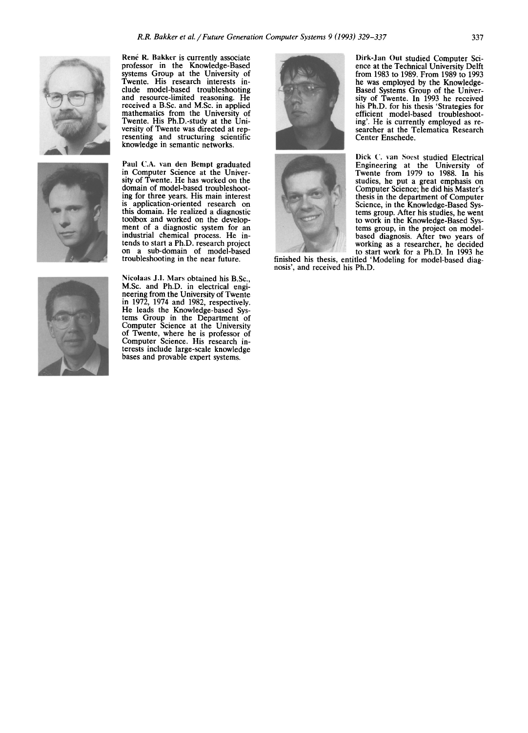**René R. Bakker** is currently associate professor in the Knowledge-Based systems Group at the University of Twente. His research interests include model-based troubleshooting and resource-limited reasoning. He received a B.Sc. and M.Sc. in applied mathematics from the University of Twente. His Ph.D.-study at the University of Twente was directed at representing and structuring scientific knowledge in semantic networks.

**Paul C.A. van den Bempt** graduated in Computer Science at the University of Twente. He has worked on the domain of model-based troubleshooting for three years. His main interest is application-oriented research on this domain. He realized a diagnostic toolbox and worked on the development of a diagnostic system for an industrial chemical process. He intends to start a Ph.D. research project on a sub-domain of model-based troubleshooting in the near future.

**Nicolaas J.I. Mars** obtained his B.Sc., M.Sc. and Ph.D. in electrical engineering from the University of Twente in 1972, 1974 and 1982, respectively. He leads the Knowledge-based Systems Group in the Department of Computer Science at the University of Twente, where he is professor of Computer Science. His research interests include large-scale knowledge bases and provable expert systems.

**Dirk-Jan Out** studied Computer Science at the Technical University Delft from 1983 to 1989. From 1989 to 1993 he was employed by the Knowledge-Based Systems Group of the University of Twente. In 1993 he received his Ph.D. for his thesis 'Strategies for efficient model-based troubleshooting'. He is currently employed as researcher at the Telematica Research Center Enschede.

**Dick C. van Soest** studied Electrical Engineering at the University of Twente from 1979 to 1988. In his studies, he put a great emphasis on Computer Science; he did his Master's thesis in the department of Computer Science, in the Knowledge-Based Systems group. After his studies, he went to work in the Knowledge-Based Systems group, in the project on model-based diagnosis. After two years of working as a researcher, he decided to start work for a Ph.D. In 1993 he finished his thesis, entitled 'Modeling for model-based diagnosis', and received his Ph.D.